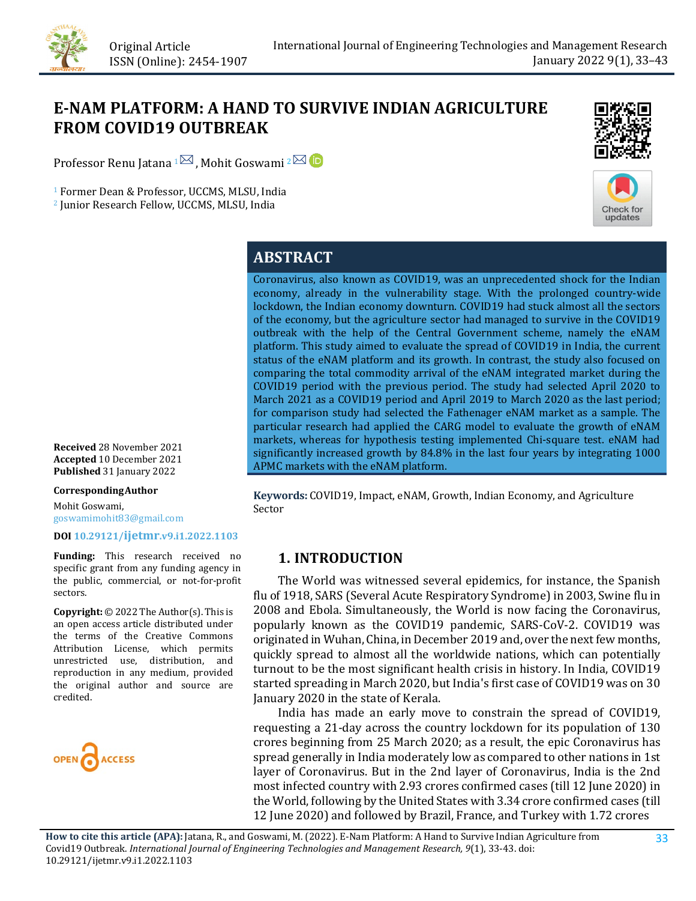Original Article
ISSN (Online): 2454-1907

# E-NAM PLATFORM: A HAND TO SURVIVE INDIAN AGRICULTURE FROM COVID19 OUTBREAK

Professor Renu Jatana [1], Mohit Goswami [2]

[1] Former Dean & Professor, UCCMS, MLSU, India
[2] Junior Research Fellow, UCCMS, MLSU, India

## ABSTRACT

Coronavirus, also known as COVID19, was an unprecedented shock for the Indian economy, already in the vulnerability stage. With the prolonged country-wide lockdown, the Indian economy downturn. COVID19 had stuck almost all the sectors of the economy, but the agriculture sector had managed to survive in the COVID19 outbreak with the help of the Central Government scheme, namely the eNAM platform. This study aimed to evaluate the spread of COVID19 in India, the current status of the eNAM platform and its growth. In contrast, the study also focused on comparing the total commodity arrival of the eNAM integrated market during the COVID19 period with the previous period. The study had selected April 2020 to March 2021 as a COVID19 period and April 2019 to March 2020 as the last period; for comparison study had selected the Fathenager eNAM market as a sample. The particular research had applied the CARG model to evaluate the growth of eNAM markets, whereas for hypothesis testing implemented Chi-square test. eNAM had significantly increased growth by 84.8% in the last four years by integrating 1000 APMC markets with the eNAM platform.

**Keywords:** COVID19, Impact, eNAM, Growth, Indian Economy, and Agriculture Sector

**Received** 28 November 2021
**Accepted** 10 December 2021
**Published** 31 January 2022

**Corresponding Author**
Mohit Goswami,
goswamimohit83@gmail.com

**DOI** 10.29121/ijetmr.v9.i1.2022.1103

**Funding:** This research received no specific grant from any funding agency in the public, commercial, or not-for-profit sectors.

**Copyright:** © 2022 The Author(s). This is an open access article distributed under the terms of the Creative Commons Attribution License, which permits unrestricted use, distribution, and reproduction in any medium, provided the original author and source are credited.

## 1. INTRODUCTION

The World was witnessed several epidemics, for instance, the Spanish flu of 1918, SARS (Several Acute Respiratory Syndrome) in 2003, Swine flu in 2008 and Ebola. Simultaneously, the World is now facing the Coronavirus, popularly known as the COVID19 pandemic, SARS-CoV-2. COVID19 was originated in Wuhan, China, in December 2019 and, over the next few months, quickly spread to almost all the worldwide nations, which can potentially turnout to be the most significant health crisis in history. In India, COVID19 started spreading in March 2020, but India's first case of COVID19 was on 30 January 2020 in the state of Kerala.

India has made an early move to constrain the spread of COVID19, requesting a 21-day across the country lockdown for its population of 130 crores beginning from 25 March 2020; as a result, the epic Coronavirus has spread generally in India moderately low as compared to other nations in 1st layer of Coronavirus. But in the 2nd layer of Coronavirus, India is the 2nd most infected country with 2.93 crores confirmed cases (till 12 June 2020) in the World, following by the United States with 3.34 crore confirmed cases (till 12 June 2020) and followed by Brazil, France, and Turkey with 1.72 crores

**How to cite this article (APA):** Jatana, R., and Goswami, M. (2022). E-Nam Platform: A Hand to Survive Indian Agriculture from Covid19 Outbreak. *International Journal of Engineering Technologies and Management Research, 9*(1), 33-43. doi: 10.29121/ijetmr.v9.i1.2022.1103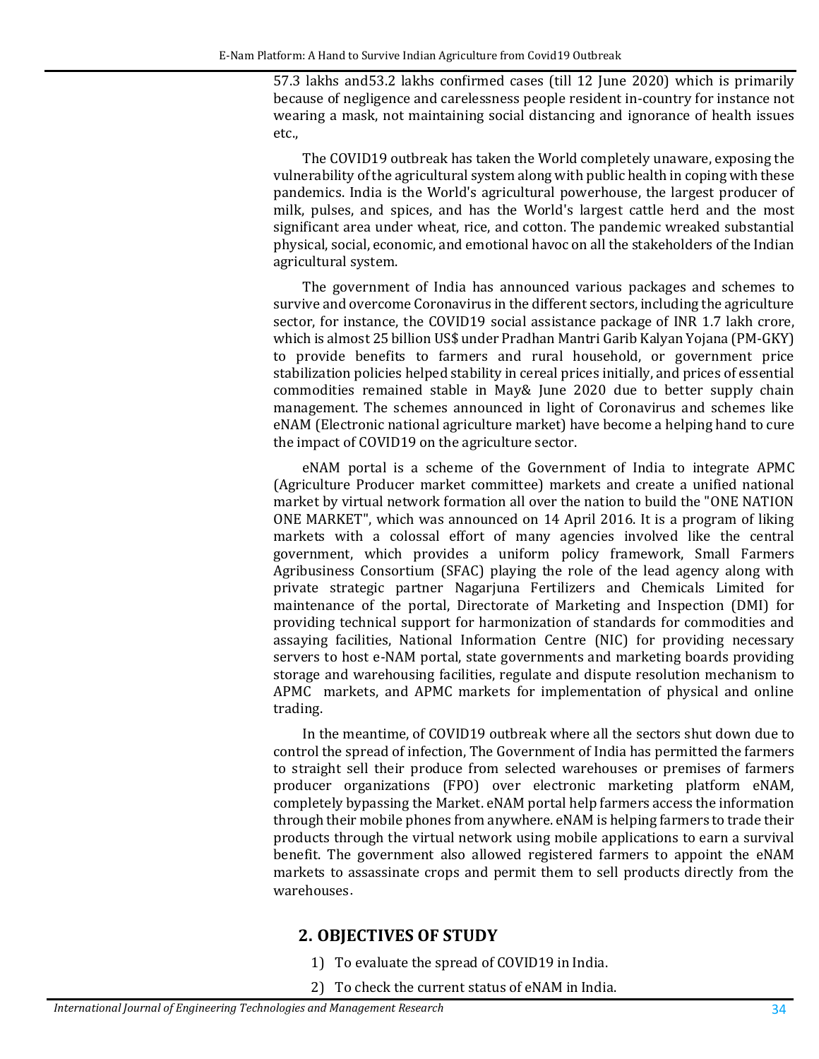57.3 lakhs and53.2 lakhs confirmed cases (till 12 June 2020) which is primarily because of negligence and carelessness people resident in-country for instance not wearing a mask, not maintaining social distancing and ignorance of health issues etc.,

The COVID19 outbreak has taken the World completely unaware, exposing the vulnerability of the agricultural system along with public health in coping with these pandemics. India is the World's agricultural powerhouse, the largest producer of milk, pulses, and spices, and has the World's largest cattle herd and the most significant area under wheat, rice, and cotton. The pandemic wreaked substantial physical, social, economic, and emotional havoc on all the stakeholders of the Indian agricultural system.

The government of India has announced various packages and schemes to survive and overcome Coronavirus in the different sectors, including the agriculture sector, for instance, the COVID19 social assistance package of INR 1.7 lakh crore, which is almost 25 billion US$ under Pradhan Mantri Garib Kalyan Yojana (PM-GKY) to provide benefits to farmers and rural household, or government price stabilization policies helped stability in cereal prices initially, and prices of essential commodities remained stable in May& June 2020 due to better supply chain management. The schemes announced in light of Coronavirus and schemes like eNAM (Electronic national agriculture market) have become a helping hand to cure the impact of COVID19 on the agriculture sector.

eNAM portal is a scheme of the Government of India to integrate APMC (Agriculture Producer market committee) markets and create a unified national market by virtual network formation all over the nation to build the "ONE NATION ONE MARKET", which was announced on 14 April 2016. It is a program of liking markets with a colossal effort of many agencies involved like the central government, which provides a uniform policy framework, Small Farmers Agribusiness Consortium (SFAC) playing the role of the lead agency along with private strategic partner Nagarjuna Fertilizers and Chemicals Limited for maintenance of the portal, Directorate of Marketing and Inspection (DMI) for providing technical support for harmonization of standards for commodities and assaying facilities, National Information Centre (NIC) for providing necessary servers to host e-NAM portal, state governments and marketing boards providing storage and warehousing facilities, regulate and dispute resolution mechanism to APMC markets, and APMC markets for implementation of physical and online trading.

In the meantime, of COVID19 outbreak where all the sectors shut down due to control the spread of infection, The Government of India has permitted the farmers to straight sell their produce from selected warehouses or premises of farmers producer organizations (FPO) over electronic marketing platform eNAM, completely bypassing the Market. eNAM portal help farmers access the information through their mobile phones from anywhere. eNAM is helping farmers to trade their products through the virtual network using mobile applications to earn a survival benefit. The government also allowed registered farmers to appoint the eNAM markets to assassinate crops and permit them to sell products directly from the warehouses.

## 2. OBJECTIVES OF STUDY

1) To evaluate the spread of COVID19 in India.
2) To check the current status of eNAM in India.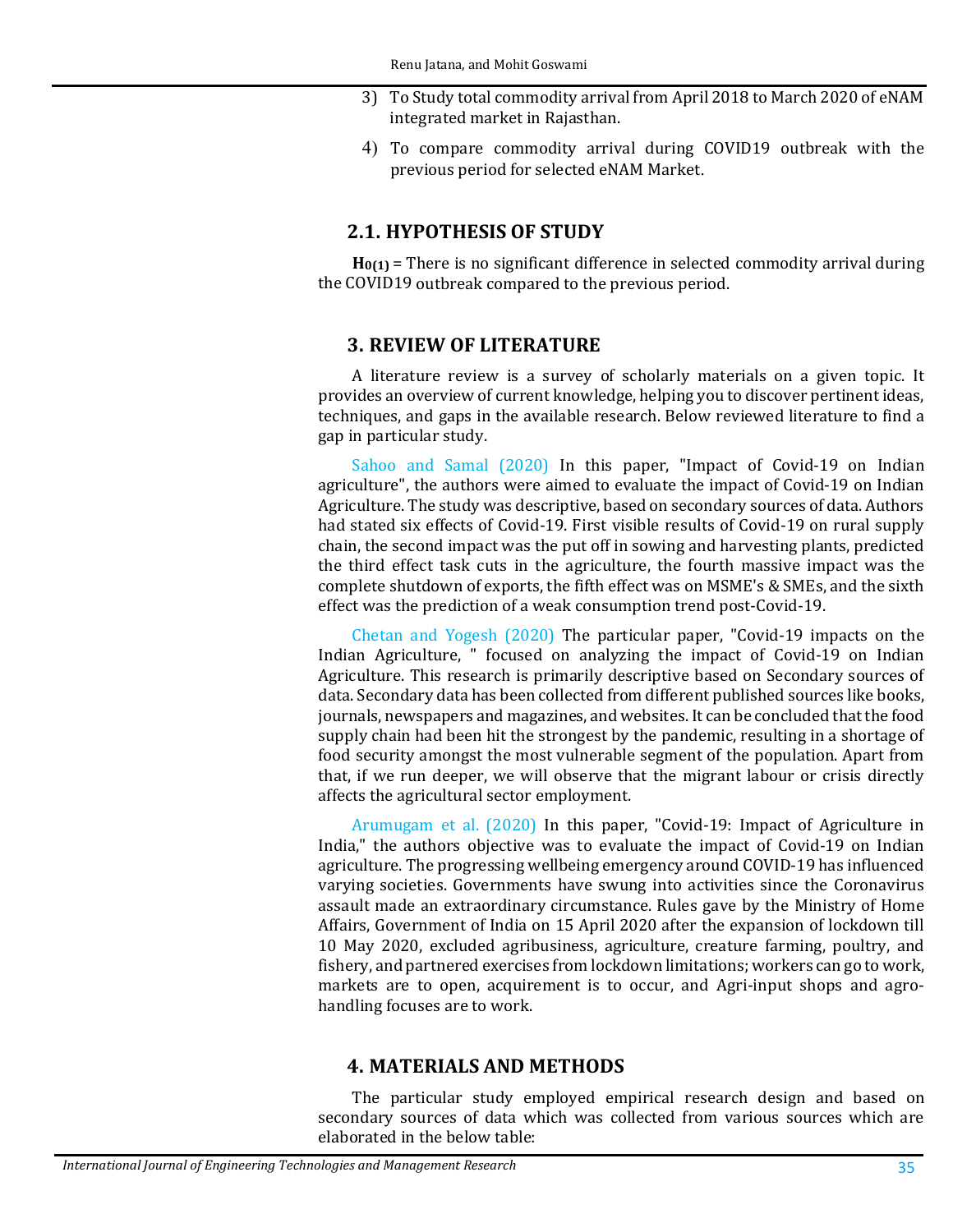3) To Study total commodity arrival from April 2018 to March 2020 of eNAM integrated market in Rajasthan.

4) To compare commodity arrival during COVID19 outbreak with the previous period for selected eNAM Market.

## 2.1. HYPOTHESIS OF STUDY

**$H_{0(1)}$** = There is no significant difference in selected commodity arrival during the COVID19 outbreak compared to the previous period.

## 3. REVIEW OF LITERATURE

A literature review is a survey of scholarly materials on a given topic. It provides an overview of current knowledge, helping you to discover pertinent ideas, techniques, and gaps in the available research. Below reviewed literature to find a gap in particular study.

Sahoo and Samal (2020) In this paper, "Impact of Covid-19 on Indian agriculture", the authors were aimed to evaluate the impact of Covid-19 on Indian Agriculture. The study was descriptive, based on secondary sources of data. Authors had stated six effects of Covid-19. First visible results of Covid-19 on rural supply chain, the second impact was the put off in sowing and harvesting plants, predicted the third effect task cuts in the agriculture, the fourth massive impact was the complete shutdown of exports, the fifth effect was on MSME's & SMEs, and the sixth effect was the prediction of a weak consumption trend post-Covid-19.

Chetan and Yogesh (2020) The particular paper, "Covid-19 impacts on the Indian Agriculture, " focused on analyzing the impact of Covid-19 on Indian Agriculture. This research is primarily descriptive based on Secondary sources of data. Secondary data has been collected from different published sources like books, journals, newspapers and magazines, and websites. It can be concluded that the food supply chain had been hit the strongest by the pandemic, resulting in a shortage of food security amongst the most vulnerable segment of the population. Apart from that, if we run deeper, we will observe that the migrant labour or crisis directly affects the agricultural sector employment.

Arumugam et al. (2020) In this paper, "Covid-19: Impact of Agriculture in India," the authors objective was to evaluate the impact of Covid-19 on Indian agriculture. The progressing wellbeing emergency around COVID-19 has influenced varying societies. Governments have swung into activities since the Coronavirus assault made an extraordinary circumstance. Rules gave by the Ministry of Home Affairs, Government of India on 15 April 2020 after the expansion of lockdown till 10 May 2020, excluded agribusiness, agriculture, creature farming, poultry, and fishery, and partnered exercises from lockdown limitations; workers can go to work, markets are to open, acquirement is to occur, and Agri-input shops and agro-handling focuses are to work.

## 4. MATERIALS AND METHODS

The particular study employed empirical research design and based on secondary sources of data which was collected from various sources which are elaborated in the below table: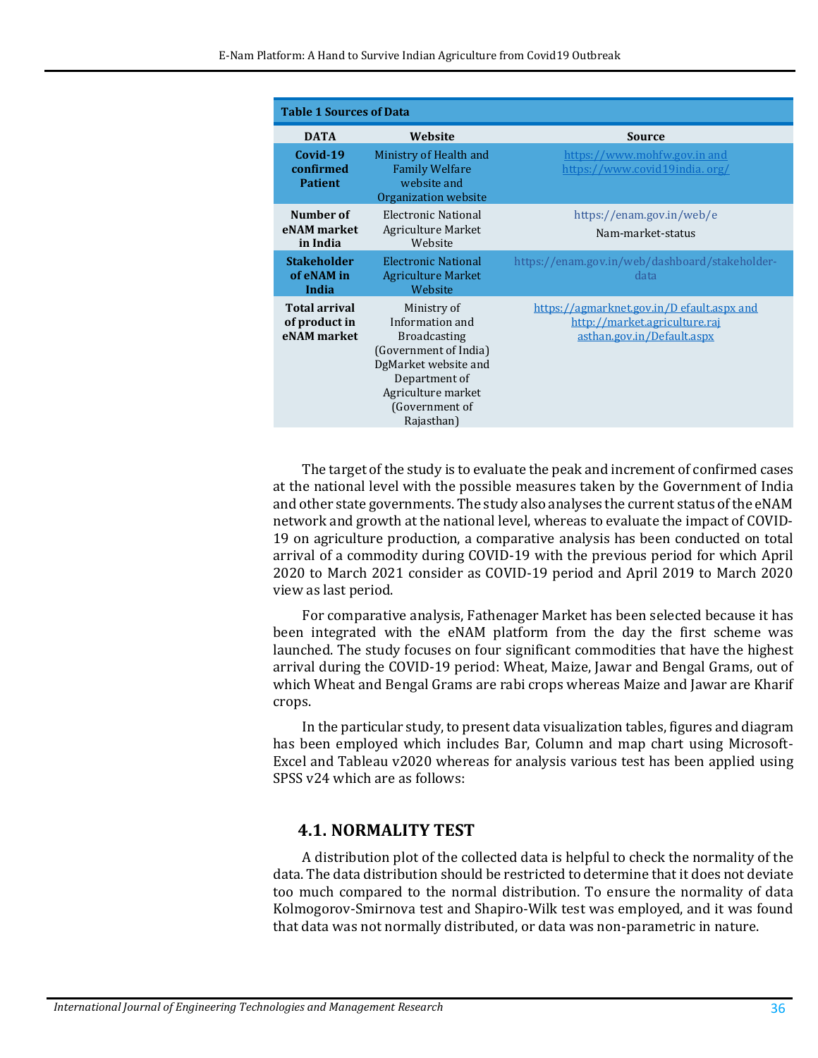**Table 1 Sources of Data**

| DATA | Website | Source |
|---|---|---|
| **Covid-19 confirmed Patient** | Ministry of Health and Family Welfare website and Organization website | https://www.mohfw.gov.in and https://www.covid19india. org/ |
| **Number of eNAM market in India** | Electronic National Agriculture Market Website | https://enam.gov.in/web/e Nam-market-status |
| **Stakeholder of eNAM in India** | Electronic National Agriculture Market Website | https://enam.gov.in/web/dashboard/stakeholder-data |
| **Total arrival of product in eNAM market** | Ministry of Information and Broadcasting (Government of India) DgMarket website and Department of Agriculture market (Government of Rajasthan) | https://agmarknet.gov.in/D efault.aspx and http://market.agriculture.raj asthan.gov.in/Default.aspx |

The target of the study is to evaluate the peak and increment of confirmed cases at the national level with the possible measures taken by the Government of India and other state governments. The study also analyses the current status of the eNAM network and growth at the national level, whereas to evaluate the impact of COVID-19 on agriculture production, a comparative analysis has been conducted on total arrival of a commodity during COVID-19 with the previous period for which April 2020 to March 2021 consider as COVID-19 period and April 2019 to March 2020 view as last period.

For comparative analysis, Fathenager Market has been selected because it has been integrated with the eNAM platform from the day the first scheme was launched. The study focuses on four significant commodities that have the highest arrival during the COVID-19 period: Wheat, Maize, Jawar and Bengal Grams, out of which Wheat and Bengal Grams are rabi crops whereas Maize and Jawar are Kharif crops.

In the particular study, to present data visualization tables, figures and diagram has been employed which includes Bar, Column and map chart using Microsoft-Excel and Tableau v2020 whereas for analysis various test has been applied using SPSS v24 which are as follows:

## 4.1. NORMALITY TEST

A distribution plot of the collected data is helpful to check the normality of the data. The data distribution should be restricted to determine that it does not deviate too much compared to the normal distribution. To ensure the normality of data Kolmogorov-Smirnova test and Shapiro-Wilk test was employed, and it was found that data was not normally distributed, or data was non-parametric in nature.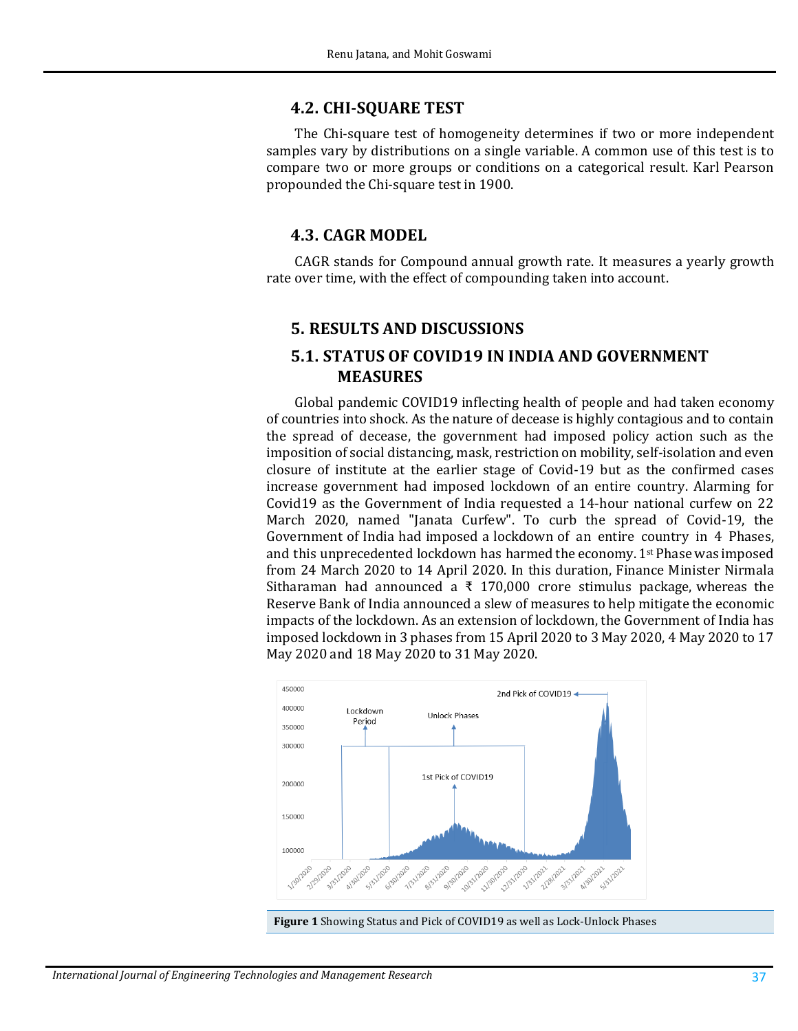## 4.2. CHI-SQUARE TEST

The Chi-square test of homogeneity determines if two or more independent samples vary by distributions on a single variable. A common use of this test is to compare two or more groups or conditions on a categorical result. Karl Pearson propounded the Chi-square test in 1900.

## 4.3. CAGR MODEL

CAGR stands for Compound annual growth rate. It measures a yearly growth rate over time, with the effect of compounding taken into account.

# 5. RESULTS AND DISCUSSIONS

## 5.1. STATUS OF COVID19 IN INDIA AND GOVERNMENT MEASURES

Global pandemic COVID19 inflecting health of people and had taken economy of countries into shock. As the nature of decease is highly contagious and to contain the spread of decease, the government had imposed policy action such as the imposition of social distancing, mask, restriction on mobility, self-isolation and even closure of institute at the earlier stage of Covid-19 but as the confirmed cases increase government had imposed lockdown of an entire country. Alarming for Covid19 as the Government of India requested a 14-hour national curfew on 22 March 2020, named "Janata Curfew". To curb the spread of Covid-19, the Government of India had imposed a lockdown of an entire country in 4 Phases, and this unprecedented lockdown has harmed the economy. 1st Phase was imposed from 24 March 2020 to 14 April 2020. In this duration, Finance Minister Nirmala Sitharaman had announced a ₹ 170,000 crore stimulus package, whereas the Reserve Bank of India announced a slew of measures to help mitigate the economic impacts of the lockdown. As an extension of lockdown, the Government of India has imposed lockdown in 3 phases from 15 April 2020 to 3 May 2020, 4 May 2020 to 17 May 2020 and 18 May 2020 to 31 May 2020.

**Figure 1** Showing Status and Pick of COVID19 as well as Lock-Unlock Phases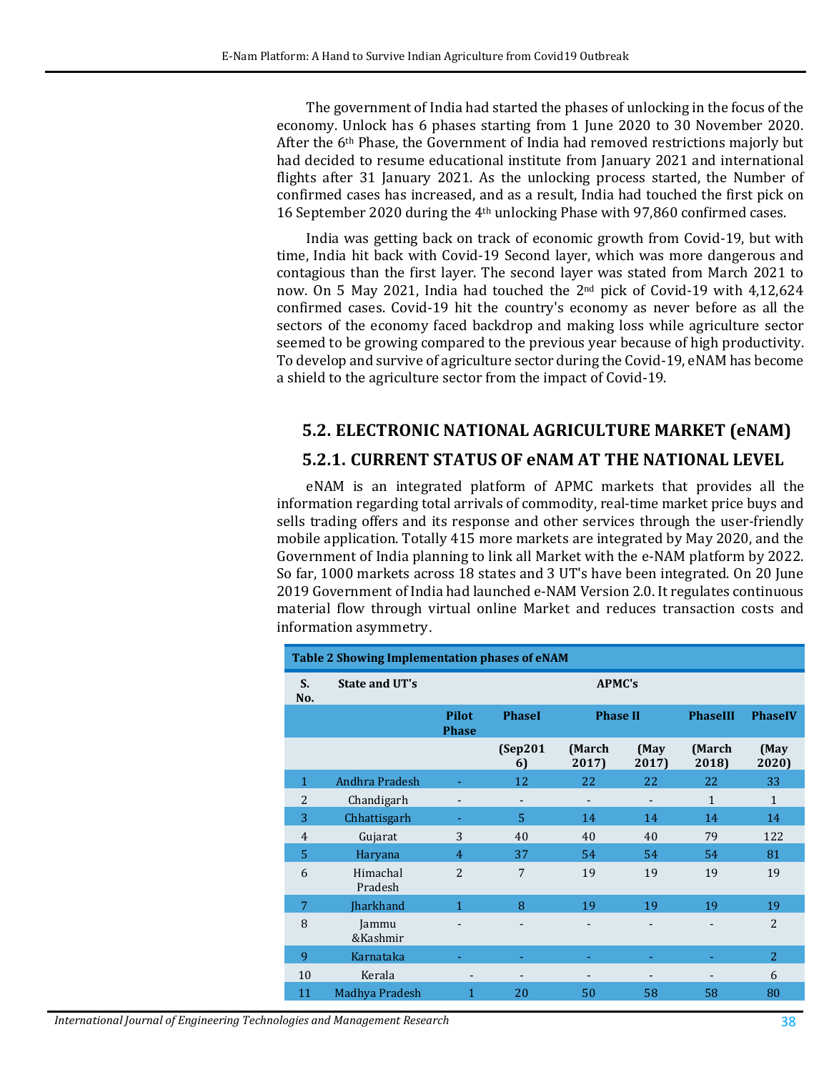The government of India had started the phases of unlocking in the focus of the economy. Unlock has 6 phases starting from 1 June 2020 to 30 November 2020. After the 6th Phase, the Government of India had removed restrictions majorly but had decided to resume educational institute from January 2021 and international flights after 31 January 2021. As the unlocking process started, the Number of confirmed cases has increased, and as a result, India had touched the first pick on 16 September 2020 during the 4th unlocking Phase with 97,860 confirmed cases.

India was getting back on track of economic growth from Covid-19, but with time, India hit back with Covid-19 Second layer, which was more dangerous and contagious than the first layer. The second layer was stated from March 2021 to now. On 5 May 2021, India had touched the 2nd pick of Covid-19 with 4,12,624 confirmed cases. Covid-19 hit the country's economy as never before as all the sectors of the economy faced backdrop and making loss while agriculture sector seemed to be growing compared to the previous year because of high productivity. To develop and survive of agriculture sector during the Covid-19, eNAM has become a shield to the agriculture sector from the impact of Covid-19.

## 5.2. ELECTRONIC NATIONAL AGRICULTURE MARKET (eNAM)

### 5.2.1. CURRENT STATUS OF eNAM AT THE NATIONAL LEVEL

eNAM is an integrated platform of APMC markets that provides all the information regarding total arrivals of commodity, real-time market price buys and sells trading offers and its response and other services through the user-friendly mobile application. Totally 415 more markets are integrated by May 2020, and the Government of India planning to link all Market with the e-NAM platform by 2022. So far, 1000 markets across 18 states and 3 UT's have been integrated. On 20 June 2019 Government of India had launched e-NAM Version 2.0. It regulates continuous material flow through virtual online Market and reduces transaction costs and information asymmetry.

**Table 2 Showing Implementation phases of eNAM**

| S. No. | State and UT's | APMC's | | | | | |
|---|---|---|---|---|---|---|---|
| | | Pilot Phase | PhaseI | Phase II | | PhaseIII | PhaseIV |
| | | | (Sep2016) | (March 2017) | (May 2017) | (March 2018) | (May 2020) |
| 1 | Andhra Pradesh | - | 12 | 22 | 22 | 22 | 33 |
| 2 | Chandigarh | - | - | - | - | 1 | 1 |
| 3 | Chhattisgarh | - | 5 | 14 | 14 | 14 | 14 |
| 4 | Gujarat | 3 | 40 | 40 | 40 | 79 | 122 |
| 5 | Haryana | 4 | 37 | 54 | 54 | 54 | 81 |
| 6 | Himachal Pradesh | 2 | 7 | 19 | 19 | 19 | 19 |
| 7 | Jharkhand | 1 | 8 | 19 | 19 | 19 | 19 |
| 8 | Jammu &Kashmir | - | - | - | - | - | 2 |
| 9 | Karnataka | - | - | - | - | - | 2 |
| 10 | Kerala | - | - | - | - | - | 6 |
| 11 | Madhya Pradesh | 1 | 20 | 50 | 58 | 58 | 80 |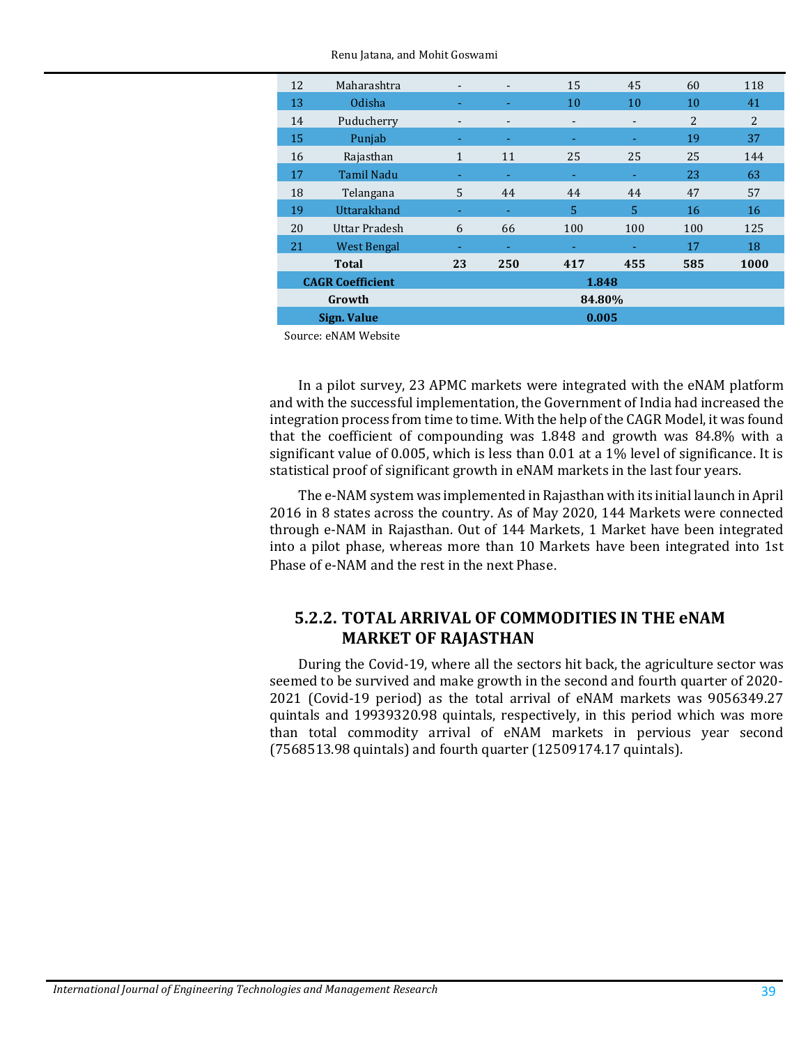| 12 | Maharashtra | - | - | 15 | 45 | 60 | 118 |
|---|---|---|---|---|---|---|---|
| 13 | Odisha | - | - | 10 | 10 | 10 | 41 |
| 14 | Puducherry | - | - | - | - | 2 | 2 |
| 15 | Punjab | - | - | - | - | 19 | 37 |
| 16 | Rajasthan | 1 | 11 | 25 | 25 | 25 | 144 |
| 17 | Tamil Nadu | - | - | - | - | 23 | 63 |
| 18 | Telangana | 5 | 44 | 44 | 44 | 47 | 57 |
| 19 | Uttarakhand | - | - | 5 | 5 | 16 | 16 |
| 20 | Uttar Pradesh | 6 | 66 | 100 | 100 | 100 | 125 |
| 21 | West Bengal | - | - | - | - | 17 | 18 |
| | **Total** | **23** | **250** | **417** | **455** | **585** | **1000** |
| **CAGR Coefficient** | | | | **1.848** | | | |
| **Growth** | | | | **84.80%** | | | |
| **Sign. Value** | | | | **0.005** | | | |

Source: eNAM Website

In a pilot survey, 23 APMC markets were integrated with the eNAM platform and with the successful implementation, the Government of India had increased the integration process from time to time. With the help of the CAGR Model, it was found that the coefficient of compounding was 1.848 and growth was 84.8% with a significant value of 0.005, which is less than 0.01 at a 1% level of significance. It is statistical proof of significant growth in eNAM markets in the last four years.

The e-NAM system was implemented in Rajasthan with its initial launch in April 2016 in 8 states across the country. As of May 2020, 144 Markets were connected through e-NAM in Rajasthan. Out of 144 Markets, 1 Market have been integrated into a pilot phase, whereas more than 10 Markets have been integrated into 1st Phase of e-NAM and the rest in the next Phase.

### 5.2.2. TOTAL ARRIVAL OF COMMODITIES IN THE eNAM MARKET OF RAJASTHAN

During the Covid-19, where all the sectors hit back, the agriculture sector was seemed to be survived and make growth in the second and fourth quarter of 2020-2021 (Covid-19 period) as the total arrival of eNAM markets was 9056349.27 quintals and 19939320.98 quintals, respectively, in this period which was more than total commodity arrival of eNAM markets in pervious year second (7568513.98 quintals) and fourth quarter (12509174.17 quintals).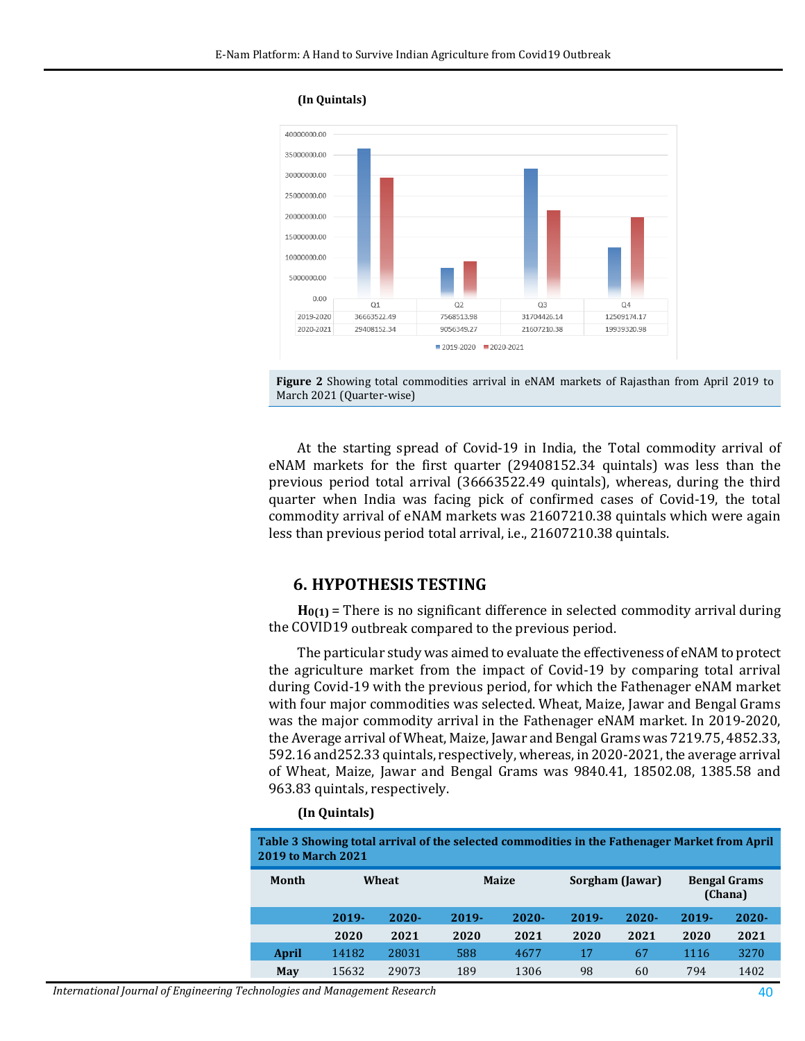(In Quintals)

| | Q1 | Q2 | Q3 | Q4 |
|---|---|---|---|---|
| 2019-2020 | 36663522.49 | 7568513.98 | 31704426.14 | 12509174.17 |
| 2020-2021 | 29408152.34 | 9056349.27 | 21607210.38 | 19939320.98 |

**Figure 2** Showing total commodities arrival in eNAM markets of Rajasthan from April 2019 to March 2021 (Quarter-wise)

At the starting spread of Covid-19 in India, the Total commodity arrival of eNAM markets for the first quarter (29408152.34 quintals) was less than the previous period total arrival (36663522.49 quintals), whereas, during the third quarter when India was facing pick of confirmed cases of Covid-19, the total commodity arrival of eNAM markets was 21607210.38 quintals which were again less than previous period total arrival, i.e., 21607210.38 quintals.

## 6. HYPOTHESIS TESTING

**$H_{0(1)}$** = There is no significant difference in selected commodity arrival during the COVID19 outbreak compared to the previous period.

The particular study was aimed to evaluate the effectiveness of eNAM to protect the agriculture market from the impact of Covid-19 by comparing total arrival during Covid-19 with the previous period, for which the Fathenager eNAM market with four major commodities was selected. Wheat, Maize, Jawar and Bengal Grams was the major commodity arrival in the Fathenager eNAM market. In 2019-2020, the Average arrival of Wheat, Maize, Jawar and Bengal Grams was 7219.75, 4852.33, 592.16 and252.33 quintals, respectively, whereas, in 2020-2021, the average arrival of Wheat, Maize, Jawar and Bengal Grams was 9840.41, 18502.08, 1385.58 and 963.83 quintals, respectively.

(In Quintals)

**Table 3 Showing total arrival of the selected commodities in the Fathenager Market from April 2019 to March 2021**

| Month | Wheat | | Maize | | Sorgham (Jawar) | | Bengal Grams (Chana) | |
|---|---|---|---|---|---|---|---|---|
| | 2019-2020 | 2020-2021 | 2019-2020 | 2020-2021 | 2019-2020 | 2020-2021 | 2019-2020 | 2020-2021 |
| April | 14182 | 28031 | 588 | 4677 | 17 | 67 | 1116 | 3270 |
| May | 15632 | 29073 | 189 | 1306 | 98 | 60 | 794 | 1402 |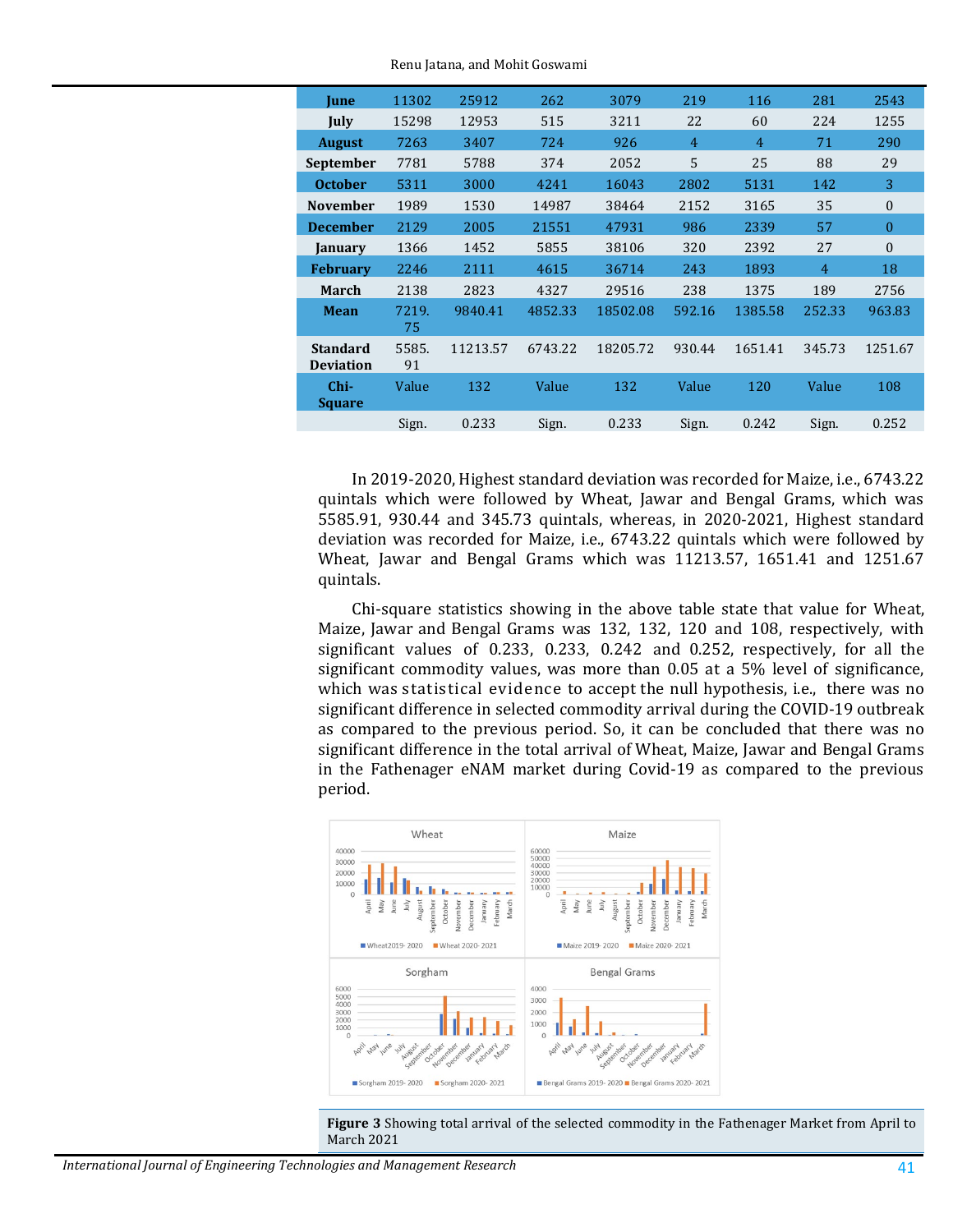| June | 11302 | 25912 | 262 | 3079 | 219 | 116 | 281 | 2543 |
|---|---|---|---|---|---|---|---|---|
| July | 15298 | 12953 | 515 | 3211 | 22 | 60 | 224 | 1255 |
| August | 7263 | 3407 | 724 | 926 | 4 | 4 | 71 | 290 |
| September | 7781 | 5788 | 374 | 2052 | 5 | 25 | 88 | 29 |
| October | 5311 | 3000 | 4241 | 16043 | 2802 | 5131 | 142 | 3 |
| November | 1989 | 1530 | 14987 | 38464 | 2152 | 3165 | 35 | 0 |
| December | 2129 | 2005 | 21551 | 47931 | 986 | 2339 | 57 | 0 |
| January | 1366 | 1452 | 5855 | 38106 | 320 | 2392 | 27 | 0 |
| February | 2246 | 2111 | 4615 | 36714 | 243 | 1893 | 4 | 18 |
| March | 2138 | 2823 | 4327 | 29516 | 238 | 1375 | 189 | 2756 |
| Mean | 7219.75 | 9840.41 | 4852.33 | 18502.08 | 592.16 | 1385.58 | 252.33 | 963.83 |
| Standard Deviation | 5585.91 | 11213.57 | 6743.22 | 18205.72 | 930.44 | 1651.41 | 345.73 | 1251.67 |
| Chi-Square | Value | 132 | Value | 132 | Value | 120 | Value | 108 |
| | Sign. | 0.233 | Sign. | 0.233 | Sign. | 0.242 | Sign. | 0.252 |

In 2019-2020, Highest standard deviation was recorded for Maize, i.e., 6743.22 quintals which were followed by Wheat, Jawar and Bengal Grams, which was 5585.91, 930.44 and 345.73 quintals, whereas, in 2020-2021, Highest standard deviation was recorded for Maize, i.e., 6743.22 quintals which were followed by Wheat, Jawar and Bengal Grams which was 11213.57, 1651.41 and 1251.67 quintals.

Chi-square statistics showing in the above table state that value for Wheat, Maize, Jawar and Bengal Grams was 132, 132, 120 and 108, respectively, with significant values of 0.233, 0.233, 0.242 and 0.252, respectively, for all the significant commodity values, was more than 0.05 at a 5% level of significance, which was statistical evidence to accept the null hypothesis, i.e., there was no significant difference in selected commodity arrival during the COVID-19 outbreak as compared to the previous period. So, it can be concluded that there was no significant difference in the total arrival of Wheat, Maize, Jawar and Bengal Grams in the Fathenager eNAM market during Covid-19 as compared to the previous period.

**Figure 3** Showing total arrival of the selected commodity in the Fathenager Market from April to March 2021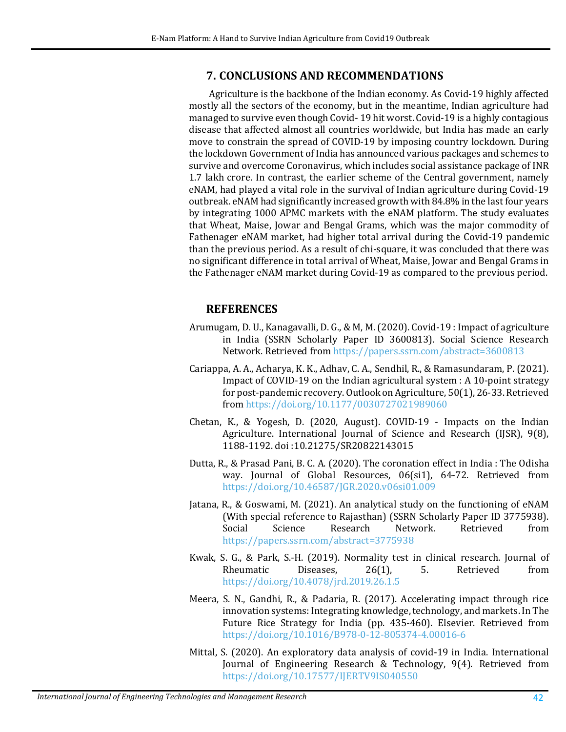## 7. CONCLUSIONS AND RECOMMENDATIONS

Agriculture is the backbone of the Indian economy. As Covid-19 highly affected mostly all the sectors of the economy, but in the meantime, Indian agriculture had managed to survive even though Covid- 19 hit worst. Covid-19 is a highly contagious disease that affected almost all countries worldwide, but India has made an early move to constrain the spread of COVID-19 by imposing country lockdown. During the lockdown Government of India has announced various packages and schemes to survive and overcome Coronavirus, which includes social assistance package of INR 1.7 lakh crore. In contrast, the earlier scheme of the Central government, namely eNAM, had played a vital role in the survival of Indian agriculture during Covid-19 outbreak. eNAM had significantly increased growth with 84.8% in the last four years by integrating 1000 APMC markets with the eNAM platform. The study evaluates that Wheat, Maise, Jowar and Bengal Grams, which was the major commodity of Fathenager eNAM market, had higher total arrival during the Covid-19 pandemic than the previous period. As a result of chi-square, it was concluded that there was no significant difference in total arrival of Wheat, Maise, Jowar and Bengal Grams in the Fathenager eNAM market during Covid-19 as compared to the previous period.

## REFERENCES

Arumugam, D. U., Kanagavalli, D. G., & M, M. (2020). Covid-19 : Impact of agriculture in India (SSRN Scholarly Paper ID 3600813). Social Science Research Network. Retrieved from https://papers.ssrn.com/abstract=3600813

Cariappa, A. A., Acharya, K. K., Adhav, C. A., Sendhil, R., & Ramasundaram, P. (2021). Impact of COVID-19 on the Indian agricultural system : A 10-point strategy for post-pandemic recovery. Outlook on Agriculture, 50(1), 26-33. Retrieved from https://doi.org/10.1177/0030727021989060

Chetan, K., & Yogesh, D. (2020, August). COVID-19 - Impacts on the Indian Agriculture. International Journal of Science and Research (IJSR), 9(8), 1188-1192. doi :10.21275/SR20822143015

Dutta, R., & Prasad Pani, B. C. A. (2020). The coronation effect in India : The Odisha way. Journal of Global Resources, 06(si1), 64-72. Retrieved from https://doi.org/10.46587/JGR.2020.v06si01.009

Jatana, R., & Goswami, M. (2021). An analytical study on the functioning of eNAM (With special reference to Rajasthan) (SSRN Scholarly Paper ID 3775938). Social Science Research Network. Retrieved from https://papers.ssrn.com/abstract=3775938

Kwak, S. G., & Park, S.-H. (2019). Normality test in clinical research. Journal of Rheumatic Diseases, 26(1), 5. Retrieved from https://doi.org/10.4078/jrd.2019.26.1.5

Meera, S. N., Gandhi, R., & Padaria, R. (2017). Accelerating impact through rice innovation systems: Integrating knowledge, technology, and markets. In The Future Rice Strategy for India (pp. 435-460). Elsevier. Retrieved from https://doi.org/10.1016/B978-0-12-805374-4.00016-6

Mittal, S. (2020). An exploratory data analysis of covid-19 in India. International Journal of Engineering Research & Technology, 9(4). Retrieved from https://doi.org/10.17577/IJERTV9IS040550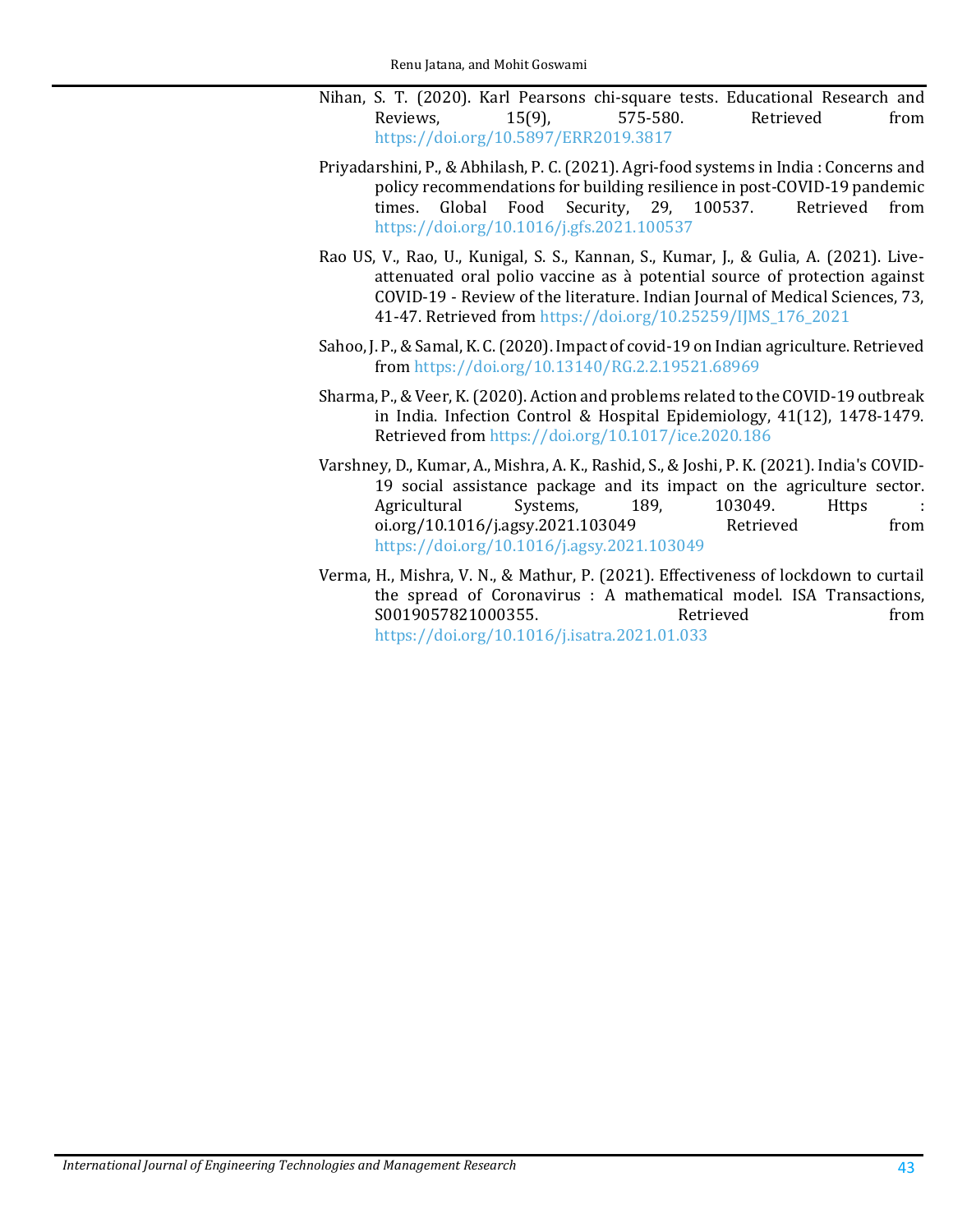Nihan, S. T. (2020). Karl Pearsons chi-square tests. Educational Research and Reviews, 15(9), 575-580. Retrieved from https://doi.org/10.5897/ERR2019.3817

Priyadarshini, P., & Abhilash, P. C. (2021). Agri-food systems in India : Concerns and policy recommendations for building resilience in post-COVID-19 pandemic times. Global Food Security, 29, 100537. Retrieved from https://doi.org/10.1016/j.gfs.2021.100537

Rao US, V., Rao, U., Kunigal, S. S., Kannan, S., Kumar, J., & Gulia, A. (2021). Live-attenuated oral polio vaccine as à potential source of protection against COVID-19 - Review of the literature. Indian Journal of Medical Sciences, 73, 41-47. Retrieved from https://doi.org/10.25259/IJMS_176_2021

Sahoo, J. P., & Samal, K. C. (2020). Impact of covid-19 on Indian agriculture. Retrieved from https://doi.org/10.13140/RG.2.2.19521.68969

Sharma, P., & Veer, K. (2020). Action and problems related to the COVID-19 outbreak in India. Infection Control & Hospital Epidemiology, 41(12), 1478-1479. Retrieved from https://doi.org/10.1017/ice.2020.186

Varshney, D., Kumar, A., Mishra, A. K., Rashid, S., & Joshi, P. K. (2021). India's COVID-19 social assistance package and its impact on the agriculture sector. Agricultural Systems, 189, 103049. Https : oi.org/10.1016/j.agsy.2021.103049 Retrieved from https://doi.org/10.1016/j.agsy.2021.103049

Verma, H., Mishra, V. N., & Mathur, P. (2021). Effectiveness of lockdown to curtail the spread of Coronavirus : A mathematical model. ISA Transactions, S0019057821000355. Retrieved from https://doi.org/10.1016/j.isatra.2021.01.033